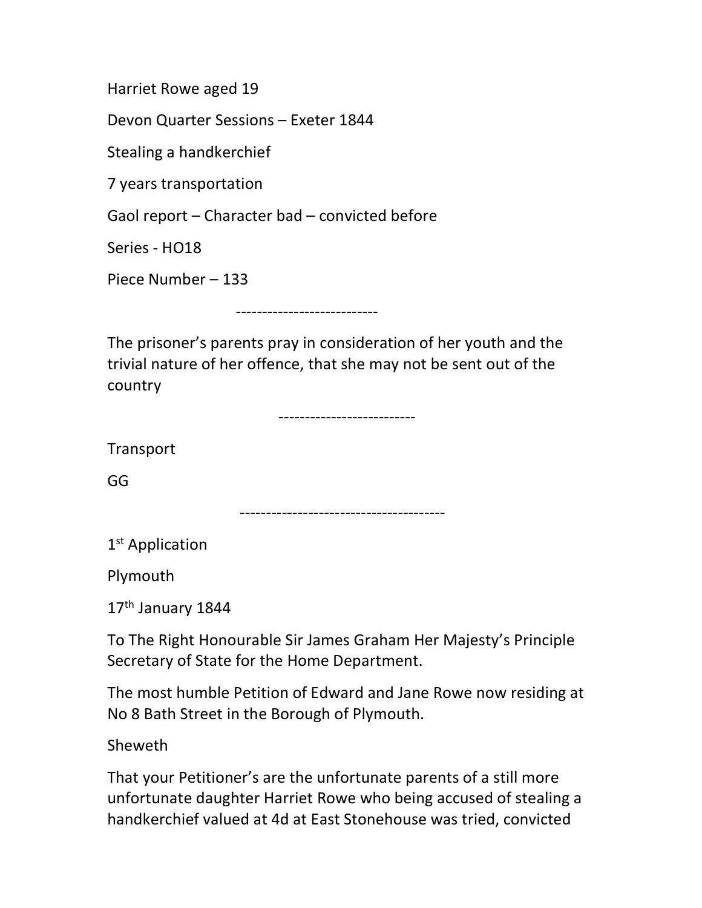Harriet Rowe aged 19

Devon Quarter Sessions – Exeter 1844

Stealing a handkerchief

7 years transportation

Gaol report – Character bad – convicted before

Series - HO18

Piece Number – 133

---------------------------

The prisoner's parents pray in consideration of her youth and the trivial nature of her offence, that she may not be sent out of the country

--------------------------

Transport

GG

---------------------------------------

1st Application

Plymouth

17th January 1844

To The Right Honourable Sir James Graham Her Majesty's Principle Secretary of State for the Home Department.

The most humble Petition of Edward and Jane Rowe now residing at No 8 Bath Street in the Borough of Plymouth.

Sheweth

That your Petitioner's are the unfortunate parents of a still more unfortunate daughter Harriet Rowe who being accused of stealing a handkerchief valued at 4d at East Stonehouse was tried, convicted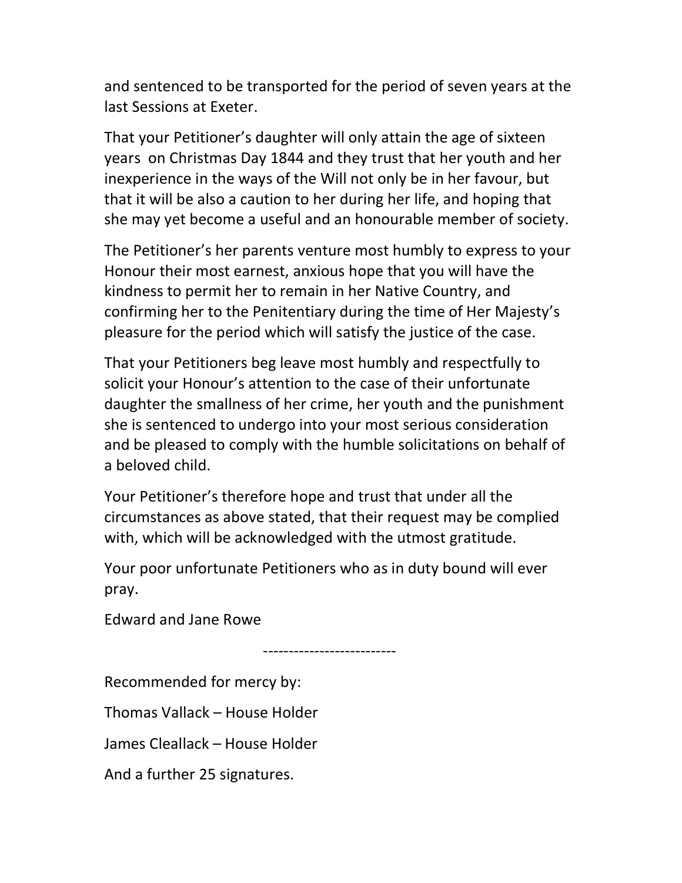and sentenced to be transported for the period of seven years at the last Sessions at Exeter.

That your Petitioner's daughter will only attain the age of sixteen years on Christmas Day 1844 and they trust that her youth and her inexperience in the ways of the Will not only be in her favour, but that it will be also a caution to her during her life, and hoping that she may yet become a useful and an honourable member of society.

The Petitioner's her parents venture most humbly to express to your Honour their most earnest, anxious hope that you will have the kindness to permit her to remain in her Native Country, and confirming her to the Penitentiary during the time of Her Majesty's pleasure for the period which will satisfy the justice of the case.

That your Petitioners beg leave most humbly and respectfully to solicit your Honour's attention to the case of their unfortunate daughter the smallness of her crime, her youth and the punishment she is sentenced to undergo into your most serious consideration and be pleased to comply with the humble solicitations on behalf of a beloved child.

Your Petitioner's therefore hope and trust that under all the circumstances as above stated, that their request may be complied with, which will be acknowledged with the utmost gratitude.

Your poor unfortunate Petitioners who as in duty bound will ever pray.

Edward and Jane Rowe

-------------------------

Recommended for mercy by:

Thomas Vallack – House Holder

James Cleallack – House Holder

And a further 25 signatures.